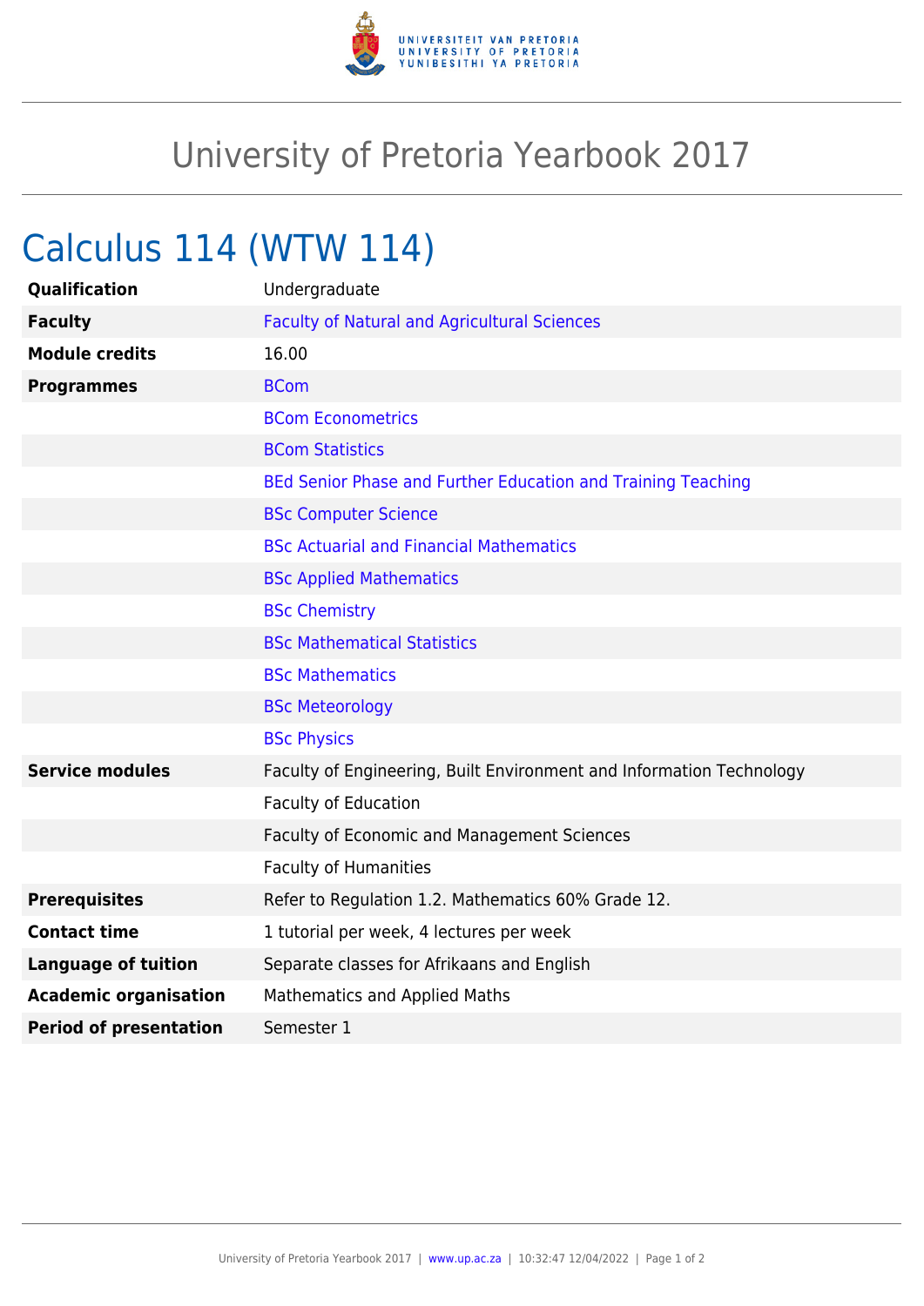# University of Pretoria Yearbook 2017

## Calculus 114 (WTW 114)

| | |
|---|---|
| **Qualification** | Undergraduate |
| **Faculty** | Faculty of Natural and Agricultural Sciences |
| **Module credits** | 16.00 |
| **Programmes** | BCom |
| | BCom Econometrics |
| | BCom Statistics |
| | BEd Senior Phase and Further Education and Training Teaching |
| | BSc Computer Science |
| | BSc Actuarial and Financial Mathematics |
| | BSc Applied Mathematics |
| | BSc Chemistry |
| | BSc Mathematical Statistics |
| | BSc Mathematics |
| | BSc Meteorology |
| | BSc Physics |
| **Service modules** | Faculty of Engineering, Built Environment and Information Technology |
| | Faculty of Education |
| | Faculty of Economic and Management Sciences |
| | Faculty of Humanities |
| **Prerequisites** | Refer to Regulation 1.2. Mathematics 60% Grade 12. |
| **Contact time** | 1 tutorial per week, 4 lectures per week |
| **Language of tuition** | Separate classes for Afrikaans and English |
| **Academic organisation** | Mathematics and Applied Maths |
| **Period of presentation** | Semester 1 |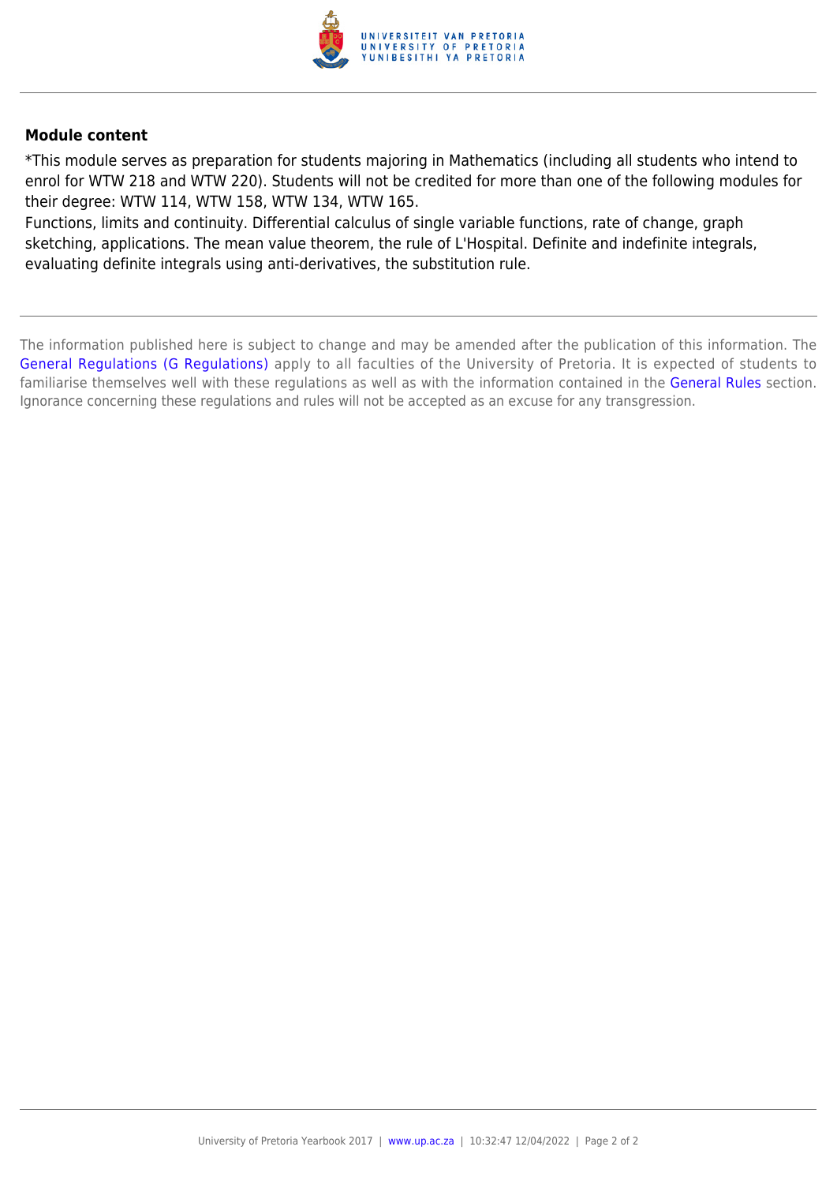**Module content**

*This module serves as preparation for students majoring in Mathematics (including all students who intend to enrol for WTW 218 and WTW 220). Students will not be credited for more than one of the following modules for their degree: WTW 114, WTW 158, WTW 134, WTW 165.
Functions, limits and continuity. Differential calculus of single variable functions, rate of change, graph sketching, applications. The mean value theorem, the rule of L'Hospital. Definite and indefinite integrals, evaluating definite integrals using anti-derivatives, the substitution rule.

The information published here is subject to change and may be amended after the publication of this information. The General Regulations (G Regulations) apply to all faculties of the University of Pretoria. It is expected of students to familiarise themselves well with these regulations as well as with the information contained in the General Rules section. Ignorance concerning these regulations and rules will not be accepted as an excuse for any transgression.